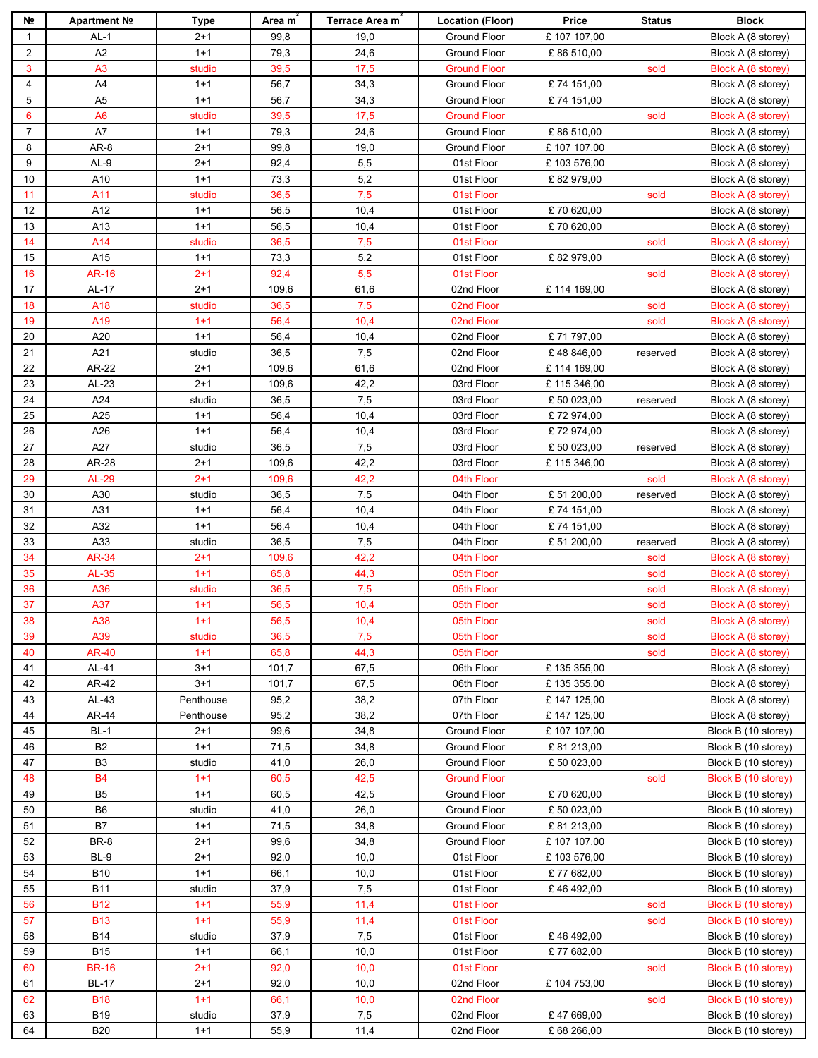| № | Apartment № | Type | Area m² | Terrace Area m² | Location (Floor) | Price | Status | Block |
|---|---|---|---|---|---|---|---|---|
| 1 | AL-1 | 2+1 | 99,8 | 19,0 | Ground Floor | £ 107 107,00 | | Block A (8 storey) |
| 2 | A2 | 1+1 | 79,3 | 24,6 | Ground Floor | £ 86 510,00 | | Block A (8 storey) |
| 3 | A3 | studio | 39,5 | 17,5 | Ground Floor | | sold | Block A (8 storey) |
| 4 | A4 | 1+1 | 56,7 | 34,3 | Ground Floor | £ 74 151,00 | | Block A (8 storey) |
| 5 | A5 | 1+1 | 56,7 | 34,3 | Ground Floor | £ 74 151,00 | | Block A (8 storey) |
| 6 | A6 | studio | 39,5 | 17,5 | Ground Floor | | sold | Block A (8 storey) |
| 7 | A7 | 1+1 | 79,3 | 24,6 | Ground Floor | £ 86 510,00 | | Block A (8 storey) |
| 8 | AR-8 | 2+1 | 99,8 | 19,0 | Ground Floor | £ 107 107,00 | | Block A (8 storey) |
| 9 | AL-9 | 2+1 | 92,4 | 5,5 | 01st Floor | £ 103 576,00 | | Block A (8 storey) |
| 10 | A10 | 1+1 | 73,3 | 5,2 | 01st Floor | £ 82 979,00 | | Block A (8 storey) |
| 11 | A11 | studio | 36,5 | 7,5 | 01st Floor | | sold | Block A (8 storey) |
| 12 | A12 | 1+1 | 56,5 | 10,4 | 01st Floor | £ 70 620,00 | | Block A (8 storey) |
| 13 | A13 | 1+1 | 56,5 | 10,4 | 01st Floor | £ 70 620,00 | | Block A (8 storey) |
| 14 | A14 | studio | 36,5 | 7,5 | 01st Floor | | sold | Block A (8 storey) |
| 15 | A15 | 1+1 | 73,3 | 5,2 | 01st Floor | £ 82 979,00 | | Block A (8 storey) |
| 16 | AR-16 | 2+1 | 92,4 | 5,5 | 01st Floor | | sold | Block A (8 storey) |
| 17 | AL-17 | 2+1 | 109,6 | 61,6 | 02nd Floor | £ 114 169,00 | | Block A (8 storey) |
| 18 | A18 | studio | 36,5 | 7,5 | 02nd Floor | | sold | Block A (8 storey) |
| 19 | A19 | 1+1 | 56,4 | 10,4 | 02nd Floor | | sold | Block A (8 storey) |
| 20 | A20 | 1+1 | 56,4 | 10,4 | 02nd Floor | £ 71 797,00 | | Block A (8 storey) |
| 21 | A21 | studio | 36,5 | 7,5 | 02nd Floor | £ 48 846,00 | reserved | Block A (8 storey) |
| 22 | AR-22 | 2+1 | 109,6 | 61,6 | 02nd Floor | £ 114 169,00 | | Block A (8 storey) |
| 23 | AL-23 | 2+1 | 109,6 | 42,2 | 03rd Floor | £ 115 346,00 | | Block A (8 storey) |
| 24 | A24 | studio | 36,5 | 7,5 | 03rd Floor | £ 50 023,00 | reserved | Block A (8 storey) |
| 25 | A25 | 1+1 | 56,4 | 10,4 | 03rd Floor | £ 72 974,00 | | Block A (8 storey) |
| 26 | A26 | 1+1 | 56,4 | 10,4 | 03rd Floor | £ 72 974,00 | | Block A (8 storey) |
| 27 | A27 | studio | 36,5 | 7,5 | 03rd Floor | £ 50 023,00 | reserved | Block A (8 storey) |
| 28 | AR-28 | 2+1 | 109,6 | 42,2 | 03rd Floor | £ 115 346,00 | | Block A (8 storey) |
| 29 | AL-29 | 2+1 | 109,6 | 42,2 | 04th Floor | | sold | Block A (8 storey) |
| 30 | A30 | studio | 36,5 | 7,5 | 04th Floor | £ 51 200,00 | reserved | Block A (8 storey) |
| 31 | A31 | 1+1 | 56,4 | 10,4 | 04th Floor | £ 74 151,00 | | Block A (8 storey) |
| 32 | A32 | 1+1 | 56,4 | 10,4 | 04th Floor | £ 74 151,00 | | Block A (8 storey) |
| 33 | A33 | studio | 36,5 | 7,5 | 04th Floor | £ 51 200,00 | reserved | Block A (8 storey) |
| 34 | AR-34 | 2+1 | 109,6 | 42,2 | 04th Floor | | sold | Block A (8 storey) |
| 35 | AL-35 | 1+1 | 65,8 | 44,3 | 05th Floor | | sold | Block A (8 storey) |
| 36 | A36 | studio | 36,5 | 7,5 | 05th Floor | | sold | Block A (8 storey) |
| 37 | A37 | 1+1 | 56,5 | 10,4 | 05th Floor | | sold | Block A (8 storey) |
| 38 | A38 | 1+1 | 56,5 | 10,4 | 05th Floor | | sold | Block A (8 storey) |
| 39 | A39 | studio | 36,5 | 7,5 | 05th Floor | | sold | Block A (8 storey) |
| 40 | AR-40 | 1+1 | 65,8 | 44,3 | 05th Floor | | sold | Block A (8 storey) |
| 41 | AL-41 | 3+1 | 101,7 | 67,5 | 06th Floor | £ 135 355,00 | | Block A (8 storey) |
| 42 | AR-42 | 3+1 | 101,7 | 67,5 | 06th Floor | £ 135 355,00 | | Block A (8 storey) |
| 43 | AL-43 | Penthouse | 95,2 | 38,2 | 07th Floor | £ 147 125,00 | | Block A (8 storey) |
| 44 | AR-44 | Penthouse | 95,2 | 38,2 | 07th Floor | £ 147 125,00 | | Block A (8 storey) |
| 45 | BL-1 | 2+1 | 99,6 | 34,8 | Ground Floor | £ 107 107,00 | | Block B (10 storey) |
| 46 | B2 | 1+1 | 71,5 | 34,8 | Ground Floor | £ 81 213,00 | | Block B (10 storey) |
| 47 | B3 | studio | 41,0 | 26,0 | Ground Floor | £ 50 023,00 | | Block B (10 storey) |
| 48 | B4 | 1+1 | 60,5 | 42,5 | Ground Floor | | sold | Block B (10 storey) |
| 49 | B5 | 1+1 | 60,5 | 42,5 | Ground Floor | £ 70 620,00 | | Block B (10 storey) |
| 50 | B6 | studio | 41,0 | 26,0 | Ground Floor | £ 50 023,00 | | Block B (10 storey) |
| 51 | B7 | 1+1 | 71,5 | 34,8 | Ground Floor | £ 81 213,00 | | Block B (10 storey) |
| 52 | BR-8 | 2+1 | 99,6 | 34,8 | Ground Floor | £ 107 107,00 | | Block B (10 storey) |
| 53 | BL-9 | 2+1 | 92,0 | 10,0 | 01st Floor | £ 103 576,00 | | Block B (10 storey) |
| 54 | B10 | 1+1 | 66,1 | 10,0 | 01st Floor | £ 77 682,00 | | Block B (10 storey) |
| 55 | B11 | studio | 37,9 | 7,5 | 01st Floor | £ 46 492,00 | | Block B (10 storey) |
| 56 | B12 | 1+1 | 55,9 | 11,4 | 01st Floor | | sold | Block B (10 storey) |
| 57 | B13 | 1+1 | 55,9 | 11,4 | 01st Floor | | sold | Block B (10 storey) |
| 58 | B14 | studio | 37,9 | 7,5 | 01st Floor | £ 46 492,00 | | Block B (10 storey) |
| 59 | B15 | 1+1 | 66,1 | 10,0 | 01st Floor | £ 77 682,00 | | Block B (10 storey) |
| 60 | BR-16 | 2+1 | 92,0 | 10,0 | 01st Floor | | sold | Block B (10 storey) |
| 61 | BL-17 | 2+1 | 92,0 | 10,0 | 02nd Floor | £ 104 753,00 | | Block B (10 storey) |
| 62 | B18 | 1+1 | 66,1 | 10,0 | 02nd Floor | | sold | Block B (10 storey) |
| 63 | B19 | studio | 37,9 | 7,5 | 02nd Floor | £ 47 669,00 | | Block B (10 storey) |
| 64 | B20 | 1+1 | 55,9 | 11,4 | 02nd Floor | £ 68 266,00 | | Block B (10 storey) |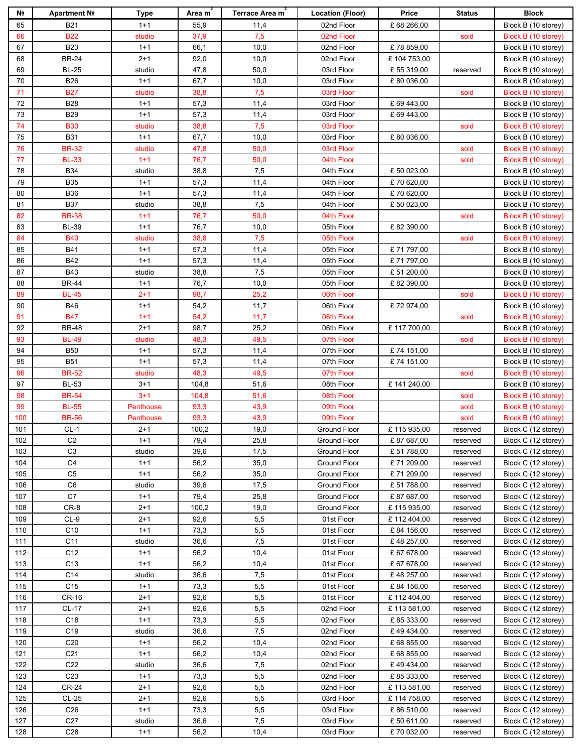| № | Apartment № | Type | Area m² | Terrace Area m² | Location (Floor) | Price | Status | Block |
|---|---|---|---|---|---|---|---|---|
| 65 | B21 | 1+1 | 55,9 | 11,4 | 02nd Floor | £ 68 266,00 | | Block B (10 storey) |
| 66 | B22 | studio | 37,9 | 7,5 | 02nd Floor | | sold | Block B (10 storey) |
| 67 | B23 | 1+1 | 66,1 | 10,0 | 02nd Floor | £ 78 859,00 | | Block B (10 storey) |
| 68 | BR-24 | 2+1 | 92,0 | 10,0 | 02nd Floor | £ 104 753,00 | | Block B (10 storey) |
| 69 | BL-25 | studio | 47,8 | 50,0 | 03rd Floor | £ 55 319,00 | reserved | Block B (10 storey) |
| 70 | B26 | 1+1 | 67,7 | 10,0 | 03rd Floor | £ 80 036,00 | | Block B (10 storey) |
| 71 | B27 | studio | 38,8 | 7,5 | 03rd Floor | | sold | Block B (10 storey) |
| 72 | B28 | 1+1 | 57,3 | 11,4 | 03rd Floor | £ 69 443,00 | | Block B (10 storey) |
| 73 | B29 | 1+1 | 57,3 | 11,4 | 03rd Floor | £ 69 443,00 | | Block B (10 storey) |
| 74 | B30 | studio | 38,8 | 7,5 | 03rd Floor | | sold | Block B (10 storey) |
| 75 | B31 | 1+1 | 67,7 | 10,0 | 03rd Floor | £ 80 036,00 | | Block B (10 storey) |
| 76 | BR-32 | studio | 47,8 | 50,0 | 03rd Floor | | sold | Block B (10 storey) |
| 77 | BL-33 | 1+1 | 76,7 | 50,0 | 04th Floor | | sold | Block B (10 storey) |
| 78 | B34 | studio | 38,8 | 7,5 | 04th Floor | £ 50 023,00 | | Block B (10 storey) |
| 79 | B35 | 1+1 | 57,3 | 11,4 | 04th Floor | £ 70 620,00 | | Block B (10 storey) |
| 80 | B36 | 1+1 | 57,3 | 11,4 | 04th Floor | £ 70 620,00 | | Block B (10 storey) |
| 81 | B37 | studio | 38,8 | 7,5 | 04th Floor | £ 50 023,00 | | Block B (10 storey) |
| 82 | BR-38 | 1+1 | 76,7 | 50,0 | 04th Floor | | sold | Block B (10 storey) |
| 83 | BL-39 | 1+1 | 76,7 | 10,0 | 05th Floor | £ 82 390,00 | | Block B (10 storey) |
| 84 | B40 | studio | 38,8 | 7,5 | 05th Floor | | sold | Block B (10 storey) |
| 85 | B41 | 1+1 | 57,3 | 11,4 | 05th Floor | £ 71 797,00 | | Block B (10 storey) |
| 86 | B42 | 1+1 | 57,3 | 11,4 | 05th Floor | £ 71 797,00 | | Block B (10 storey) |
| 87 | B43 | studio | 38,8 | 7,5 | 05th Floor | £ 51 200,00 | | Block B (10 storey) |
| 88 | BR-44 | 1+1 | 76,7 | 10,0 | 05th Floor | £ 82 390,00 | | Block B (10 storey) |
| 89 | BL-45 | 2+1 | 98,7 | 25,2 | 06th Floor | | sold | Block B (10 storey) |
| 90 | B46 | 1+1 | 54,2 | 11,7 | 06th Floor | £ 72 974,00 | | Block B (10 storey) |
| 91 | B47 | 1+1 | 54,2 | 11,7 | 06th Floor | | sold | Block B (10 storey) |
| 92 | BR-48 | 2+1 | 98,7 | 25,2 | 06th Floor | £ 117 700,00 | | Block B (10 storey) |
| 93 | BL-49 | studio | 48,3 | 49,5 | 07th Floor | | sold | Block B (10 storey) |
| 94 | B50 | 1+1 | 57,3 | 11,4 | 07th Floor | £ 74 151,00 | | Block B (10 storey) |
| 95 | B51 | 1+1 | 57,3 | 11,4 | 07th Floor | £ 74 151,00 | | Block B (10 storey) |
| 96 | BR-52 | studio | 48,3 | 49,5 | 07th Floor | | sold | Block B (10 storey) |
| 97 | BL-53 | 3+1 | 104,8 | 51,6 | 08th Floor | £ 141 240,00 | | Block B (10 storey) |
| 98 | BR-54 | 3+1 | 104,8 | 51,6 | 08th Floor | | sold | Block B (10 storey) |
| 99 | BL-55 | Penthouse | 93,3 | 43,9 | 09th Floor | | sold | Block B (10 storey) |
| 100 | BR-56 | Penthouse | 93,3 | 43,9 | 09th Floor | | sold | Block B (10 storey) |
| 101 | CL-1 | 2+1 | 100,2 | 19,0 | Ground Floor | £ 115 935,00 | reserved | Block C (12 storey) |
| 102 | C2 | 1+1 | 79,4 | 25,8 | Ground Floor | £ 87 687,00 | reserved | Block C (12 storey) |
| 103 | C3 | studio | 39,6 | 17,5 | Ground Floor | £ 51 788,00 | reserved | Block C (12 storey) |
| 104 | C4 | 1+1 | 56,2 | 35,0 | Ground Floor | £ 71 209,00 | reserved | Block C (12 storey) |
| 105 | C5 | 1+1 | 56,2 | 35,0 | Ground Floor | £ 71 209,00 | reserved | Block C (12 storey) |
| 106 | C6 | studio | 39,6 | 17,5 | Ground Floor | £ 51 788,00 | reserved | Block C (12 storey) |
| 107 | C7 | 1+1 | 79,4 | 25,8 | Ground Floor | £ 87 687,00 | reserved | Block C (12 storey) |
| 108 | CR-8 | 2+1 | 100,2 | 19,0 | Ground Floor | £ 115 935,00 | reserved | Block C (12 storey) |
| 109 | CL-9 | 2+1 | 92,6 | 5,5 | 01st Floor | £ 112 404,00 | reserved | Block C (12 storey) |
| 110 | C10 | 1+1 | 73,3 | 5,5 | 01st Floor | £ 84 156,00 | reserved | Block C (12 storey) |
| 111 | C11 | studio | 36,6 | 7,5 | 01st Floor | £ 48 257,00 | reserved | Block C (12 storey) |
| 112 | C12 | 1+1 | 56,2 | 10,4 | 01st Floor | £ 67 678,00 | reserved | Block C (12 storey) |
| 113 | C13 | 1+1 | 56,2 | 10,4 | 01st Floor | £ 67 678,00 | reserved | Block C (12 storey) |
| 114 | C14 | studio | 36,6 | 7,5 | 01st Floor | £ 48 257,00 | reserved | Block C (12 storey) |
| 115 | C15 | 1+1 | 73,3 | 5,5 | 01st Floor | £ 84 156,00 | reserved | Block C (12 storey) |
| 116 | CR-16 | 2+1 | 92,6 | 5,5 | 01st Floor | £ 112 404,00 | reserved | Block C (12 storey) |
| 117 | CL-17 | 2+1 | 92,6 | 5,5 | 02nd Floor | £ 113 581,00 | reserved | Block C (12 storey) |
| 118 | C18 | 1+1 | 73,3 | 5,5 | 02nd Floor | £ 85 333,00 | reserved | Block C (12 storey) |
| 119 | C19 | studio | 36,6 | 7,5 | 02nd Floor | £ 49 434,00 | reserved | Block C (12 storey) |
| 120 | C20 | 1+1 | 56,2 | 10,4 | 02nd Floor | £ 68 855,00 | reserved | Block C (12 storey) |
| 121 | C21 | 1+1 | 56,2 | 10,4 | 02nd Floor | £ 68 855,00 | reserved | Block C (12 storey) |
| 122 | C22 | studio | 36,6 | 7,5 | 02nd Floor | £ 49 434,00 | reserved | Block C (12 storey) |
| 123 | C23 | 1+1 | 73,3 | 5,5 | 02nd Floor | £ 85 333,00 | reserved | Block C (12 storey) |
| 124 | CR-24 | 2+1 | 92,6 | 5,5 | 02nd Floor | £ 113 581,00 | reserved | Block C (12 storey) |
| 125 | CL-25 | 2+1 | 92,6 | 5,5 | 03rd Floor | £ 114 758,00 | reserved | Block C (12 storey) |
| 126 | C26 | 1+1 | 73,3 | 5,5 | 03rd Floor | £ 86 510,00 | reserved | Block C (12 storey) |
| 127 | C27 | studio | 36,6 | 7,5 | 03rd Floor | £ 50 611,00 | reserved | Block C (12 storey) |
| 128 | C28 | 1+1 | 56,2 | 10,4 | 03rd Floor | £ 70 032,00 | reserved | Block C (12 storey) |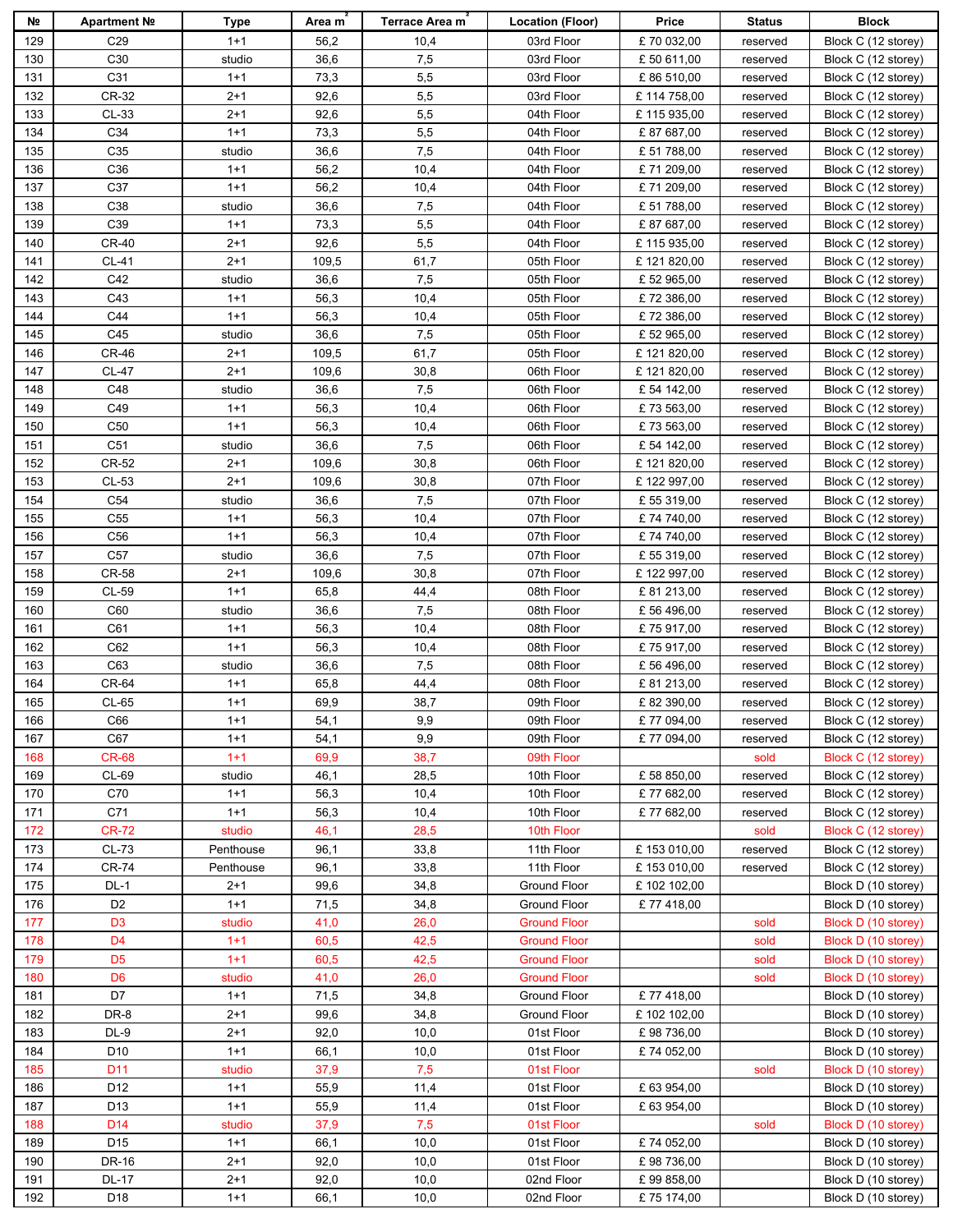| № | Apartment № | Type | Area m² | Terrace Area m² | Location (Floor) | Price | Status | Block |
|---|---|---|---|---|---|---|---|---|
| 129 | C29 | 1+1 | 56,2 | 10,4 | 03rd Floor | £ 70 032,00 | reserved | Block C (12 storey) |
| 130 | C30 | studio | 36,6 | 7,5 | 03rd Floor | £ 50 611,00 | reserved | Block C (12 storey) |
| 131 | C31 | 1+1 | 73,3 | 5,5 | 03rd Floor | £ 86 510,00 | reserved | Block C (12 storey) |
| 132 | CR-32 | 2+1 | 92,6 | 5,5 | 03rd Floor | £ 114 758,00 | reserved | Block C (12 storey) |
| 133 | CL-33 | 2+1 | 92,6 | 5,5 | 04th Floor | £ 115 935,00 | reserved | Block C (12 storey) |
| 134 | C34 | 1+1 | 73,3 | 5,5 | 04th Floor | £ 87 687,00 | reserved | Block C (12 storey) |
| 135 | C35 | studio | 36,6 | 7,5 | 04th Floor | £ 51 788,00 | reserved | Block C (12 storey) |
| 136 | C36 | 1+1 | 56,2 | 10,4 | 04th Floor | £ 71 209,00 | reserved | Block C (12 storey) |
| 137 | C37 | 1+1 | 56,2 | 10,4 | 04th Floor | £ 71 209,00 | reserved | Block C (12 storey) |
| 138 | C38 | studio | 36,6 | 7,5 | 04th Floor | £ 51 788,00 | reserved | Block C (12 storey) |
| 139 | C39 | 1+1 | 73,3 | 5,5 | 04th Floor | £ 87 687,00 | reserved | Block C (12 storey) |
| 140 | CR-40 | 2+1 | 92,6 | 5,5 | 04th Floor | £ 115 935,00 | reserved | Block C (12 storey) |
| 141 | CL-41 | 2+1 | 109,5 | 61,7 | 05th Floor | £ 121 820,00 | reserved | Block C (12 storey) |
| 142 | C42 | studio | 36,6 | 7,5 | 05th Floor | £ 52 965,00 | reserved | Block C (12 storey) |
| 143 | C43 | 1+1 | 56,3 | 10,4 | 05th Floor | £ 72 386,00 | reserved | Block C (12 storey) |
| 144 | C44 | 1+1 | 56,3 | 10,4 | 05th Floor | £ 72 386,00 | reserved | Block C (12 storey) |
| 145 | C45 | studio | 36,6 | 7,5 | 05th Floor | £ 52 965,00 | reserved | Block C (12 storey) |
| 146 | CR-46 | 2+1 | 109,5 | 61,7 | 05th Floor | £ 121 820,00 | reserved | Block C (12 storey) |
| 147 | CL-47 | 2+1 | 109,6 | 30,8 | 06th Floor | £ 121 820,00 | reserved | Block C (12 storey) |
| 148 | C48 | studio | 36,6 | 7,5 | 06th Floor | £ 54 142,00 | reserved | Block C (12 storey) |
| 149 | C49 | 1+1 | 56,3 | 10,4 | 06th Floor | £ 73 563,00 | reserved | Block C (12 storey) |
| 150 | C50 | 1+1 | 56,3 | 10,4 | 06th Floor | £ 73 563,00 | reserved | Block C (12 storey) |
| 151 | C51 | studio | 36,6 | 7,5 | 06th Floor | £ 54 142,00 | reserved | Block C (12 storey) |
| 152 | CR-52 | 2+1 | 109,6 | 30,8 | 06th Floor | £ 121 820,00 | reserved | Block C (12 storey) |
| 153 | CL-53 | 2+1 | 109,6 | 30,8 | 07th Floor | £ 122 997,00 | reserved | Block C (12 storey) |
| 154 | C54 | studio | 36,6 | 7,5 | 07th Floor | £ 55 319,00 | reserved | Block C (12 storey) |
| 155 | C55 | 1+1 | 56,3 | 10,4 | 07th Floor | £ 74 740,00 | reserved | Block C (12 storey) |
| 156 | C56 | 1+1 | 56,3 | 10,4 | 07th Floor | £ 74 740,00 | reserved | Block C (12 storey) |
| 157 | C57 | studio | 36,6 | 7,5 | 07th Floor | £ 55 319,00 | reserved | Block C (12 storey) |
| 158 | CR-58 | 2+1 | 109,6 | 30,8 | 07th Floor | £ 122 997,00 | reserved | Block C (12 storey) |
| 159 | CL-59 | 1+1 | 65,8 | 44,4 | 08th Floor | £ 81 213,00 | reserved | Block C (12 storey) |
| 160 | C60 | studio | 36,6 | 7,5 | 08th Floor | £ 56 496,00 | reserved | Block C (12 storey) |
| 161 | C61 | 1+1 | 56,3 | 10,4 | 08th Floor | £ 75 917,00 | reserved | Block C (12 storey) |
| 162 | C62 | 1+1 | 56,3 | 10,4 | 08th Floor | £ 75 917,00 | reserved | Block C (12 storey) |
| 163 | C63 | studio | 36,6 | 7,5 | 08th Floor | £ 56 496,00 | reserved | Block C (12 storey) |
| 164 | CR-64 | 1+1 | 65,8 | 44,4 | 08th Floor | £ 81 213,00 | reserved | Block C (12 storey) |
| 165 | CL-65 | 1+1 | 69,9 | 38,7 | 09th Floor | £ 82 390,00 | reserved | Block C (12 storey) |
| 166 | C66 | 1+1 | 54,1 | 9,9 | 09th Floor | £ 77 094,00 | reserved | Block C (12 storey) |
| 167 | C67 | 1+1 | 54,1 | 9,9 | 09th Floor | £ 77 094,00 | reserved | Block C (12 storey) |
| 168 | CR-68 | 1+1 | 69,9 | 38,7 | 09th Floor | | sold | Block C (12 storey) |
| 169 | CL-69 | studio | 46,1 | 28,5 | 10th Floor | £ 58 850,00 | reserved | Block C (12 storey) |
| 170 | C70 | 1+1 | 56,3 | 10,4 | 10th Floor | £ 77 682,00 | reserved | Block C (12 storey) |
| 171 | C71 | 1+1 | 56,3 | 10,4 | 10th Floor | £ 77 682,00 | reserved | Block C (12 storey) |
| 172 | CR-72 | studio | 46,1 | 28,5 | 10th Floor | | sold | Block C (12 storey) |
| 173 | CL-73 | Penthouse | 96,1 | 33,8 | 11th Floor | £ 153 010,00 | reserved | Block C (12 storey) |
| 174 | CR-74 | Penthouse | 96,1 | 33,8 | 11th Floor | £ 153 010,00 | reserved | Block C (12 storey) |
| 175 | DL-1 | 2+1 | 99,6 | 34,8 | Ground Floor | £ 102 102,00 | | Block D (10 storey) |
| 176 | D2 | 1+1 | 71,5 | 34,8 | Ground Floor | £ 77 418,00 | | Block D (10 storey) |
| 177 | D3 | studio | 41,0 | 26,0 | Ground Floor | | sold | Block D (10 storey) |
| 178 | D4 | 1+1 | 60,5 | 42,5 | Ground Floor | | sold | Block D (10 storey) |
| 179 | D5 | 1+1 | 60,5 | 42,5 | Ground Floor | | sold | Block D (10 storey) |
| 180 | D6 | studio | 41,0 | 26,0 | Ground Floor | | sold | Block D (10 storey) |
| 181 | D7 | 1+1 | 71,5 | 34,8 | Ground Floor | £ 77 418,00 | | Block D (10 storey) |
| 182 | DR-8 | 2+1 | 99,6 | 34,8 | Ground Floor | £ 102 102,00 | | Block D (10 storey) |
| 183 | DL-9 | 2+1 | 92,0 | 10,0 | 01st Floor | £ 98 736,00 | | Block D (10 storey) |
| 184 | D10 | 1+1 | 66,1 | 10,0 | 01st Floor | £ 74 052,00 | | Block D (10 storey) |
| 185 | D11 | studio | 37,9 | 7,5 | 01st Floor | | sold | Block D (10 storey) |
| 186 | D12 | 1+1 | 55,9 | 11,4 | 01st Floor | £ 63 954,00 | | Block D (10 storey) |
| 187 | D13 | 1+1 | 55,9 | 11,4 | 01st Floor | £ 63 954,00 | | Block D (10 storey) |
| 188 | D14 | studio | 37,9 | 7,5 | 01st Floor | | sold | Block D (10 storey) |
| 189 | D15 | 1+1 | 66,1 | 10,0 | 01st Floor | £ 74 052,00 | | Block D (10 storey) |
| 190 | DR-16 | 2+1 | 92,0 | 10,0 | 01st Floor | £ 98 736,00 | | Block D (10 storey) |
| 191 | DL-17 | 2+1 | 92,0 | 10,0 | 02nd Floor | £ 99 858,00 | | Block D (10 storey) |
| 192 | D18 | 1+1 | 66,1 | 10,0 | 02nd Floor | £ 75 174,00 | | Block D (10 storey) |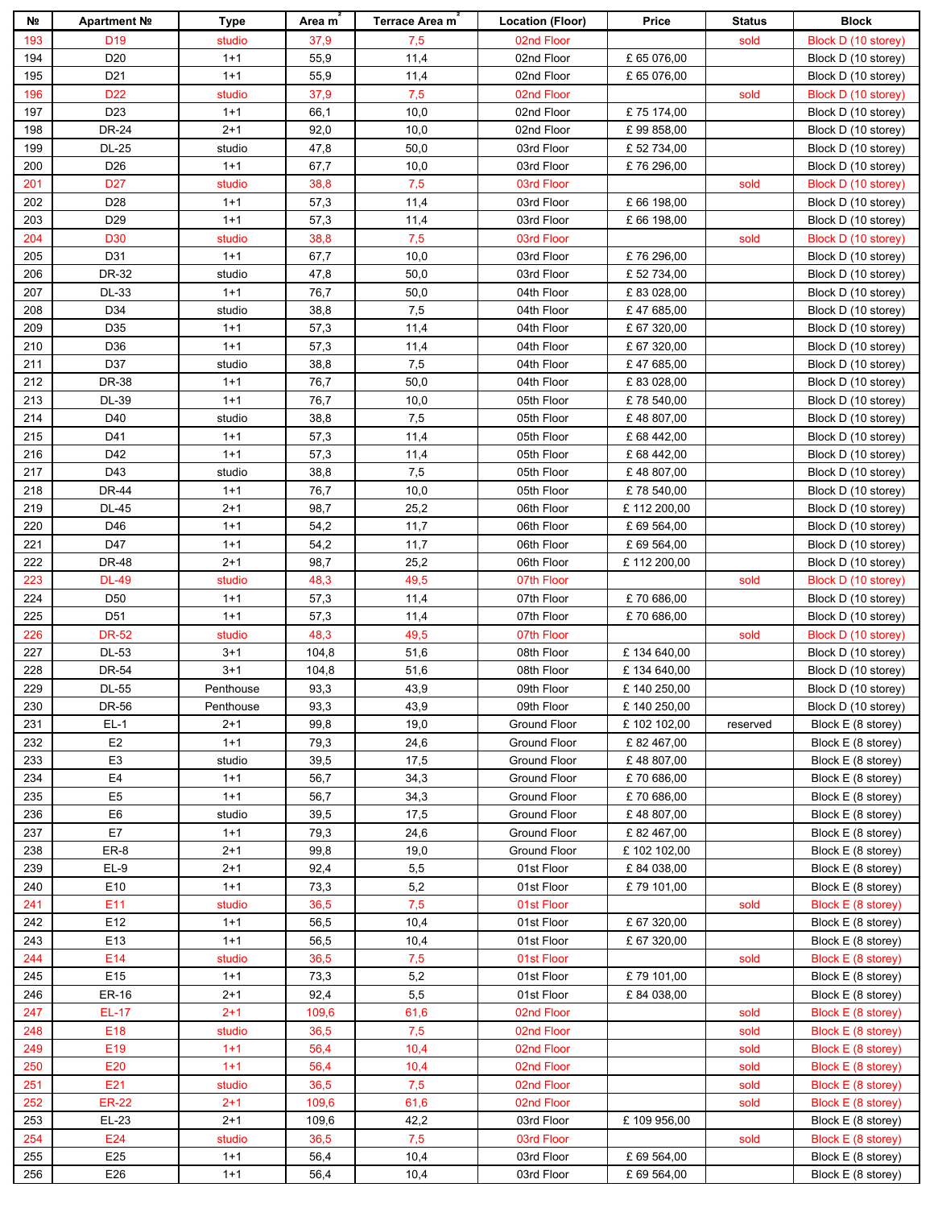| № | Apartment № | Type | Area m² | Terrace Area m² | Location (Floor) | Price | Status | Block |
|---|---|---|---|---|---|---|---|---|
| 193 | D19 | studio | 37,9 | 7,5 | 02nd Floor | | sold | Block D (10 storey) |
| 194 | D20 | 1+1 | 55,9 | 11,4 | 02nd Floor | £ 65 076,00 | | Block D (10 storey) |
| 195 | D21 | 1+1 | 55,9 | 11,4 | 02nd Floor | £ 65 076,00 | | Block D (10 storey) |
| 196 | D22 | studio | 37,9 | 7,5 | 02nd Floor | | sold | Block D (10 storey) |
| 197 | D23 | 1+1 | 66,1 | 10,0 | 02nd Floor | £ 75 174,00 | | Block D (10 storey) |
| 198 | DR-24 | 2+1 | 92,0 | 10,0 | 02nd Floor | £ 99 858,00 | | Block D (10 storey) |
| 199 | DL-25 | studio | 47,8 | 50,0 | 03rd Floor | £ 52 734,00 | | Block D (10 storey) |
| 200 | D26 | 1+1 | 67,7 | 10,0 | 03rd Floor | £ 76 296,00 | | Block D (10 storey) |
| 201 | D27 | studio | 38,8 | 7,5 | 03rd Floor | | sold | Block D (10 storey) |
| 202 | D28 | 1+1 | 57,3 | 11,4 | 03rd Floor | £ 66 198,00 | | Block D (10 storey) |
| 203 | D29 | 1+1 | 57,3 | 11,4 | 03rd Floor | £ 66 198,00 | | Block D (10 storey) |
| 204 | D30 | studio | 38,8 | 7,5 | 03rd Floor | | sold | Block D (10 storey) |
| 205 | D31 | 1+1 | 67,7 | 10,0 | 03rd Floor | £ 76 296,00 | | Block D (10 storey) |
| 206 | DR-32 | studio | 47,8 | 50,0 | 03rd Floor | £ 52 734,00 | | Block D (10 storey) |
| 207 | DL-33 | 1+1 | 76,7 | 50,0 | 04th Floor | £ 83 028,00 | | Block D (10 storey) |
| 208 | D34 | studio | 38,8 | 7,5 | 04th Floor | £ 47 685,00 | | Block D (10 storey) |
| 209 | D35 | 1+1 | 57,3 | 11,4 | 04th Floor | £ 67 320,00 | | Block D (10 storey) |
| 210 | D36 | 1+1 | 57,3 | 11,4 | 04th Floor | £ 67 320,00 | | Block D (10 storey) |
| 211 | D37 | studio | 38,8 | 7,5 | 04th Floor | £ 47 685,00 | | Block D (10 storey) |
| 212 | DR-38 | 1+1 | 76,7 | 50,0 | 04th Floor | £ 83 028,00 | | Block D (10 storey) |
| 213 | DL-39 | 1+1 | 76,7 | 10,0 | 05th Floor | £ 78 540,00 | | Block D (10 storey) |
| 214 | D40 | studio | 38,8 | 7,5 | 05th Floor | £ 48 807,00 | | Block D (10 storey) |
| 215 | D41 | 1+1 | 57,3 | 11,4 | 05th Floor | £ 68 442,00 | | Block D (10 storey) |
| 216 | D42 | 1+1 | 57,3 | 11,4 | 05th Floor | £ 68 442,00 | | Block D (10 storey) |
| 217 | D43 | studio | 38,8 | 7,5 | 05th Floor | £ 48 807,00 | | Block D (10 storey) |
| 218 | DR-44 | 1+1 | 76,7 | 10,0 | 05th Floor | £ 78 540,00 | | Block D (10 storey) |
| 219 | DL-45 | 2+1 | 98,7 | 25,2 | 06th Floor | £ 112 200,00 | | Block D (10 storey) |
| 220 | D46 | 1+1 | 54,2 | 11,7 | 06th Floor | £ 69 564,00 | | Block D (10 storey) |
| 221 | D47 | 1+1 | 54,2 | 11,7 | 06th Floor | £ 69 564,00 | | Block D (10 storey) |
| 222 | DR-48 | 2+1 | 98,7 | 25,2 | 06th Floor | £ 112 200,00 | | Block D (10 storey) |
| 223 | DL-49 | studio | 48,3 | 49,5 | 07th Floor | | sold | Block D (10 storey) |
| 224 | D50 | 1+1 | 57,3 | 11,4 | 07th Floor | £ 70 686,00 | | Block D (10 storey) |
| 225 | D51 | 1+1 | 57,3 | 11,4 | 07th Floor | £ 70 686,00 | | Block D (10 storey) |
| 226 | DR-52 | studio | 48,3 | 49,5 | 07th Floor | | sold | Block D (10 storey) |
| 227 | DL-53 | 3+1 | 104,8 | 51,6 | 08th Floor | £ 134 640,00 | | Block D (10 storey) |
| 228 | DR-54 | 3+1 | 104,8 | 51,6 | 08th Floor | £ 134 640,00 | | Block D (10 storey) |
| 229 | DL-55 | Penthouse | 93,3 | 43,9 | 09th Floor | £ 140 250,00 | | Block D (10 storey) |
| 230 | DR-56 | Penthouse | 93,3 | 43,9 | 09th Floor | £ 140 250,00 | | Block D (10 storey) |
| 231 | EL-1 | 2+1 | 99,8 | 19,0 | Ground Floor | £ 102 102,00 | reserved | Block E (8 storey) |
| 232 | E2 | 1+1 | 79,3 | 24,6 | Ground Floor | £ 82 467,00 | | Block E (8 storey) |
| 233 | E3 | studio | 39,5 | 17,5 | Ground Floor | £ 48 807,00 | | Block E (8 storey) |
| 234 | E4 | 1+1 | 56,7 | 34,3 | Ground Floor | £ 70 686,00 | | Block E (8 storey) |
| 235 | E5 | 1+1 | 56,7 | 34,3 | Ground Floor | £ 70 686,00 | | Block E (8 storey) |
| 236 | E6 | studio | 39,5 | 17,5 | Ground Floor | £ 48 807,00 | | Block E (8 storey) |
| 237 | E7 | 1+1 | 79,3 | 24,6 | Ground Floor | £ 82 467,00 | | Block E (8 storey) |
| 238 | ER-8 | 2+1 | 99,8 | 19,0 | Ground Floor | £ 102 102,00 | | Block E (8 storey) |
| 239 | EL-9 | 2+1 | 92,4 | 5,5 | 01st Floor | £ 84 038,00 | | Block E (8 storey) |
| 240 | E10 | 1+1 | 73,3 | 5,2 | 01st Floor | £ 79 101,00 | | Block E (8 storey) |
| 241 | E11 | studio | 36,5 | 7,5 | 01st Floor | | sold | Block E (8 storey) |
| 242 | E12 | 1+1 | 56,5 | 10,4 | 01st Floor | £ 67 320,00 | | Block E (8 storey) |
| 243 | E13 | 1+1 | 56,5 | 10,4 | 01st Floor | £ 67 320,00 | | Block E (8 storey) |
| 244 | E14 | studio | 36,5 | 7,5 | 01st Floor | | sold | Block E (8 storey) |
| 245 | E15 | 1+1 | 73,3 | 5,2 | 01st Floor | £ 79 101,00 | | Block E (8 storey) |
| 246 | ER-16 | 2+1 | 92,4 | 5,5 | 01st Floor | £ 84 038,00 | | Block E (8 storey) |
| 247 | EL-17 | 2+1 | 109,6 | 61,6 | 02nd Floor | | sold | Block E (8 storey) |
| 248 | E18 | studio | 36,5 | 7,5 | 02nd Floor | | sold | Block E (8 storey) |
| 249 | E19 | 1+1 | 56,4 | 10,4 | 02nd Floor | | sold | Block E (8 storey) |
| 250 | E20 | 1+1 | 56,4 | 10,4 | 02nd Floor | | sold | Block E (8 storey) |
| 251 | E21 | studio | 36,5 | 7,5 | 02nd Floor | | sold | Block E (8 storey) |
| 252 | ER-22 | 2+1 | 109,6 | 61,6 | 02nd Floor | | sold | Block E (8 storey) |
| 253 | EL-23 | 2+1 | 109,6 | 42,2 | 03rd Floor | £ 109 956,00 | | Block E (8 storey) |
| 254 | E24 | studio | 36,5 | 7,5 | 03rd Floor | | sold | Block E (8 storey) |
| 255 | E25 | 1+1 | 56,4 | 10,4 | 03rd Floor | £ 69 564,00 | | Block E (8 storey) |
| 256 | E26 | 1+1 | 56,4 | 10,4 | 03rd Floor | £ 69 564,00 | | Block E (8 storey) |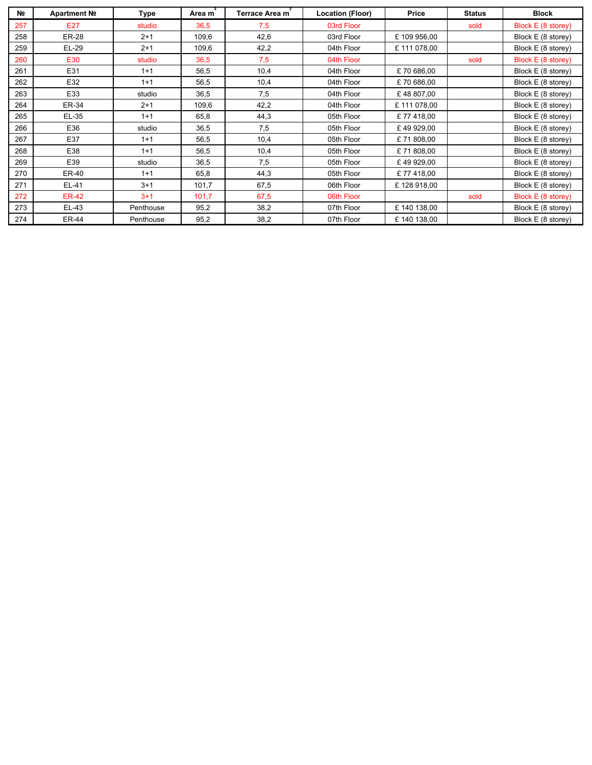| № | Apartment № | Type | Area m² | Terrace Area m² | Location (Floor) | Price | Status | Block |
|---|---|---|---|---|---|---|---|---|
| 257 | E27 | studio | 36,5 | 7,5 | 03rd Floor | | sold | Block E (8 storey) |
| 258 | ER-28 | 2+1 | 109,6 | 42,6 | 03rd Floor | £ 109 956,00 | | Block E (8 storey) |
| 259 | EL-29 | 2+1 | 109,6 | 42,2 | 04th Floor | £ 111 078,00 | | Block E (8 storey) |
| 260 | E30 | studio | 36,5 | 7,5 | 04th Floor | | sold | Block E (8 storey) |
| 261 | E31 | 1+1 | 56,5 | 10,4 | 04th Floor | £ 70 686,00 | | Block E (8 storey) |
| 262 | E32 | 1+1 | 56,5 | 10,4 | 04th Floor | £ 70 686,00 | | Block E (8 storey) |
| 263 | E33 | studio | 36,5 | 7,5 | 04th Floor | £ 48 807,00 | | Block E (8 storey) |
| 264 | ER-34 | 2+1 | 109,6 | 42,2 | 04th Floor | £ 111 078,00 | | Block E (8 storey) |
| 265 | EL-35 | 1+1 | 65,8 | 44,3 | 05th Floor | £ 77 418,00 | | Block E (8 storey) |
| 266 | E36 | studio | 36,5 | 7,5 | 05th Floor | £ 49 929,00 | | Block E (8 storey) |
| 267 | E37 | 1+1 | 56,5 | 10,4 | 05th Floor | £ 71 808,00 | | Block E (8 storey) |
| 268 | E38 | 1+1 | 56,5 | 10,4 | 05th Floor | £ 71 808,00 | | Block E (8 storey) |
| 269 | E39 | studio | 36,5 | 7,5 | 05th Floor | £ 49 929,00 | | Block E (8 storey) |
| 270 | ER-40 | 1+1 | 65,8 | 44,3 | 05th Floor | £ 77 418,00 | | Block E (8 storey) |
| 271 | EL-41 | 3+1 | 101,7 | 67,5 | 06th Floor | £ 128 918,00 | | Block E (8 storey) |
| 272 | ER-42 | 3+1 | 101,7 | 67,5 | 06th Floor | | sold | Block E (8 storey) |
| 273 | EL-43 | Penthouse | 95,2 | 38,2 | 07th Floor | £ 140 138,00 | | Block E (8 storey) |
| 274 | ER-44 | Penthouse | 95,2 | 38,2 | 07th Floor | £ 140 138,00 | | Block E (8 storey) |